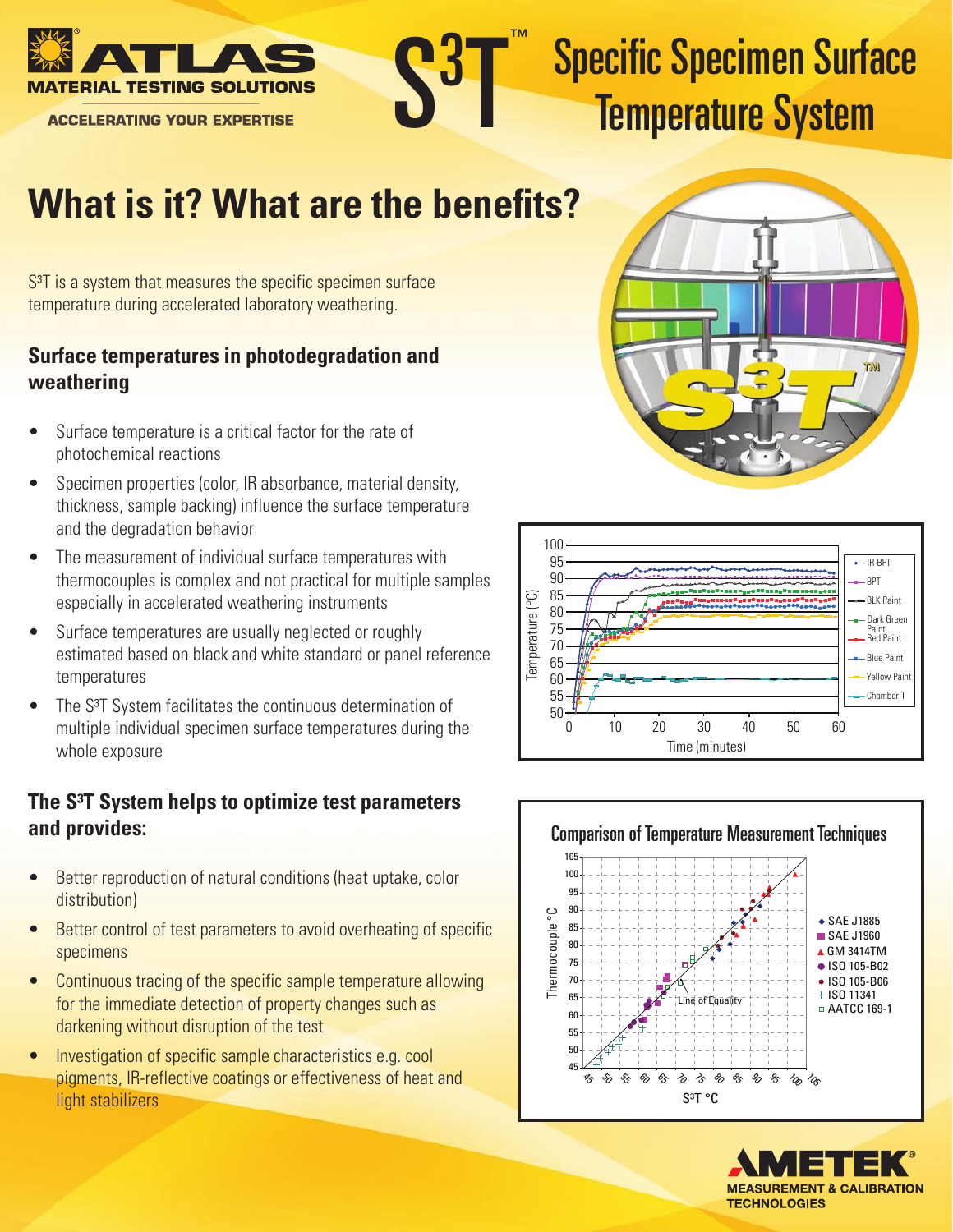# S3T™ Specific Specimen Surface Temperature System

ATLAS MATERIAL TESTING SOLUTIONS

ACCELERATING YOUR EXPERTISE

## What is it? What are the benefits?

S³T is a system that measures the specific specimen surface temperature during accelerated laboratory weathering.

### Surface temperatures in photodegradation and weathering

- Surface temperature is a critical factor for the rate of photochemical reactions
- Specimen properties (color, IR absorbance, material density, thickness, sample backing) influence the surface temperature and the degradation behavior
- The measurement of individual surface temperatures with thermocouples is complex and not practical for multiple samples especially in accelerated weathering instruments
- Surface temperatures are usually neglected or roughly estimated based on black and white standard or panel reference temperatures
- The S³T System facilitates the continuous determination of multiple individual specimen surface temperatures during the whole exposure

### The S³T System helps to optimize test parameters and provides:

- Better reproduction of natural conditions (heat uptake, color distribution)
- Better control of test parameters to avoid overheating of specific specimens
- Continuous tracing of the specific sample temperature allowing for the immediate detection of property changes such as darkening without disruption of the test
- Investigation of specific sample characteristics e.g. cool pigments, IR-reflective coatings or effectiveness of heat and light stabilizers

Comparison of Temperature Measurement Techniques

AMETEK® MEASUREMENT & CALIBRATION TECHNOLOGIES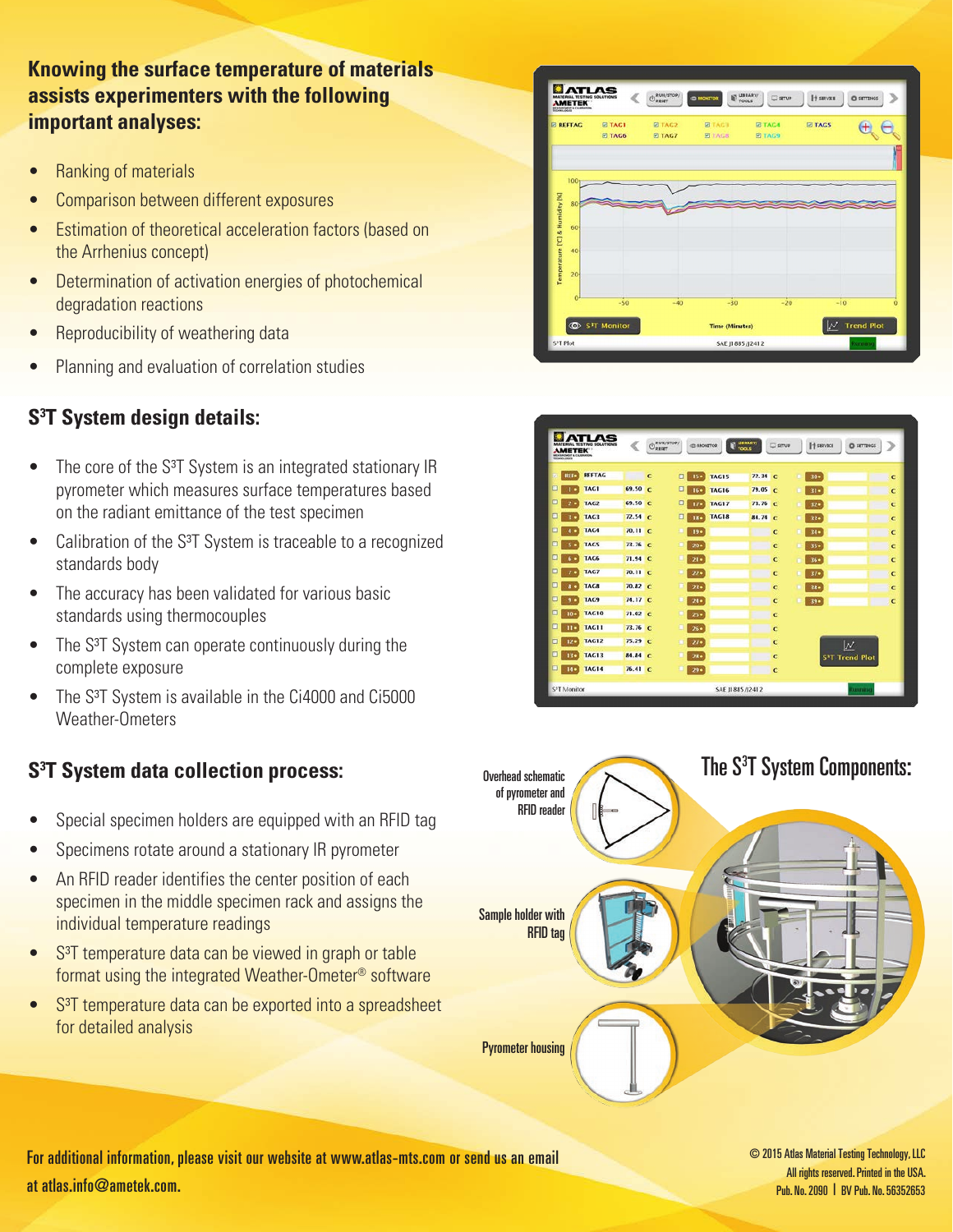## Knowing the surface temperature of materials assists experimenters with the following important analyses:

- Ranking of materials
- Comparison between different exposures
- Estimation of theoretical acceleration factors (based on the Arrhenius concept)
- Determination of activation energies of photochemical degradation reactions
- Reproducibility of weathering data
- Planning and evaluation of correlation studies

## S³T System design details:

- The core of the S³T System is an integrated stationary IR pyrometer which measures surface temperatures based on the radiant emittance of the test specimen
- Calibration of the S³T System is traceable to a recognized standards body
- The accuracy has been validated for various basic standards using thermocouples
- The S³T System can operate continuously during the complete exposure
- The S³T System is available in the Ci4000 and Ci5000 Weather-Ometers

## S³T System data collection process:

- Special specimen holders are equipped with an RFID tag
- Specimens rotate around a stationary IR pyrometer
- An RFID reader identifies the center position of each specimen in the middle specimen rack and assigns the individual temperature readings
- S³T temperature data can be viewed in graph or table format using the integrated Weather-Ometer® software
- S³T temperature data can be exported into a spreadsheet for detailed analysis

## The S³T System Components:

Overhead schematic of pyrometer and RFID reader

Sample holder with RFID tag

Pyrometer housing

For additional information, please visit our website at www.atlas-mts.com or send us an email at atlas.info@ametek.com.

© 2015 Atlas Material Testing Technology, LLC
All rights reserved. Printed in the USA.
Pub. No. 2090 | BV Pub. No. 56352653